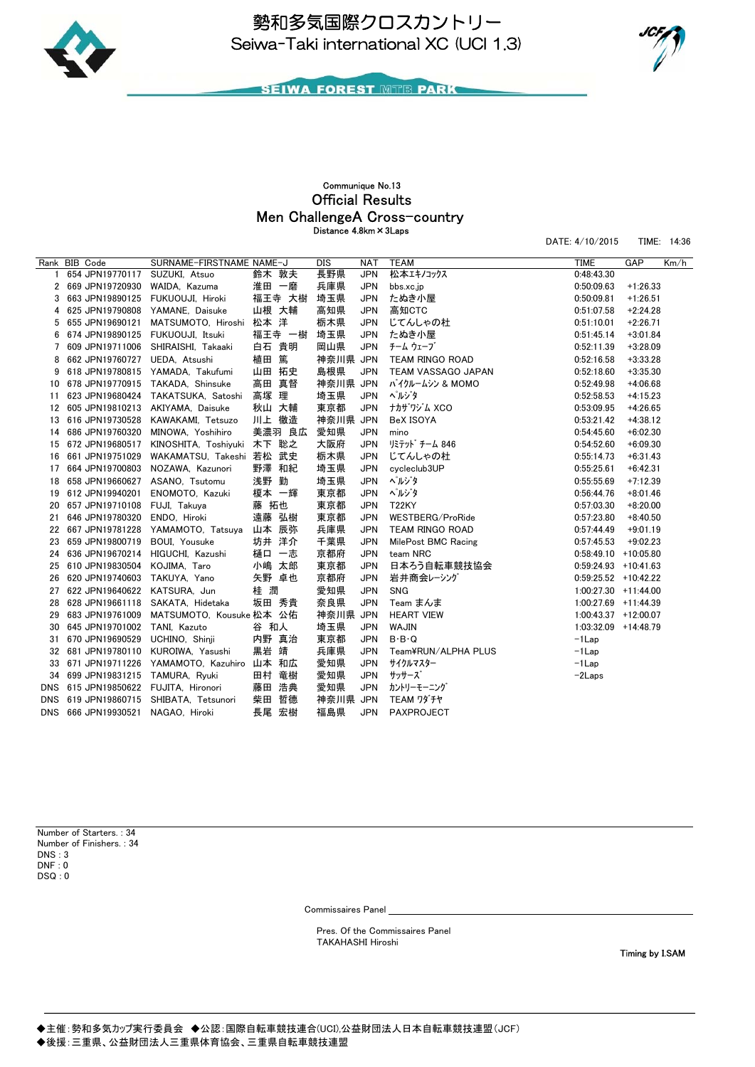# 勢和多気国際クロスカントリー
## Seiwa-Taki international XC (UCI 1.3)

SEIWA FOREST MTB PARK

Communique No.13

### Official Results

### Men ChallengeA Cross-country

Distance 4.8km × 3Laps

DATE: 4/10/2015　TIME: 14:36

| Rank | BIB | Code | SURNAME-FIRSTNAME | NAME-J | DIS | NAT | TEAM | TIME | GAP | Km/h |
|---|---|---|---|---|---|---|---|---|---|---|
| 1 | 654 | JPN19770117 | SUZUKI, Atsuo | 鈴木 敦夫 | 長野県 | JPN | 松本ｴｷﾉｺｯｸｽ | 0:48:43.30 | | |
| 2 | 669 | JPN19720930 | WAIDA, Kazuma | 淮田 一磨 | 兵庫県 | JPN | bbs.xc.jp | 0:50:09.63 | +1:26.33 | |
| 3 | 663 | JPN19890125 | FUKUOUJI, Hiroki | 福王寺 大樹 | 埼玉県 | JPN | たぬき小屋 | 0:50:09.81 | +1:26.51 | |
| 4 | 625 | JPN19790808 | YAMANE, Daisuke | 山根 大輔 | 高知県 | JPN | 高知CTC | 0:51:07.58 | +2:24.28 | |
| 5 | 655 | JPN19690121 | MATSUMOTO, Hiroshi | 松本 洋 | 栃木県 | JPN | じてんしゃの杜 | 0:51:10.01 | +2:26.71 | |
| 6 | 674 | JPN19890125 | FUKUOUJI, Itsuki | 福王寺 一樹 | 埼玉県 | JPN | たぬき小屋 | 0:51:45.14 | +3:01.84 | |
| 7 | 609 | JPN19711006 | SHIRAISHI, Takaaki | 白石 貴明 | 岡山県 | JPN | ﾁｰﾑ ｳｪｰﾌﾞ | 0:52:11.39 | +3:28.09 | |
| 8 | 662 | JPN19760727 | UEDA, Atsushi | 植田 篤 | 神奈川県 | JPN | TEAM RINGO ROAD | 0:52:16.58 | +3:33.28 | |
| 9 | 618 | JPN19780815 | YAMADA, Takufumi | 山田 拓史 | 島根県 | JPN | TEAM VASSAGO JAPAN | 0:52:18.60 | +3:35.30 | |
| 10 | 678 | JPN19770915 | TAKADA, Shinsuke | 高田 真督 | 神奈川県 | JPN | ﾊﾞｲｸﾙｰﾑｼﾝ & MOMO | 0:52:49.98 | +4:06.68 | |
| 11 | 623 | JPN19680424 | TAKATSUKA, Satoshi | 高塚 理 | 埼玉県 | JPN | ﾍﾟﾙｼﾞﾀ | 0:52:58.53 | +4:15.23 | |
| 12 | 605 | JPN19810213 | AKIYAMA, Daisuke | 秋山 大輔 | 東京都 | JPN | ﾅｶｻﾞﾜｼﾞﾑ XCO | 0:53:09.95 | +4:26.65 | |
| 13 | 616 | JPN19730528 | KAWAKAMI, Tetsuzo | 川上 徹造 | 神奈川県 | JPN | BeX ISOYA | 0:53:21.42 | +4:38.12 | |
| 14 | 686 | JPN19760320 | MINOWA, Yoshihiro | 美濃羽 良広 | 愛知県 | JPN | mino | 0:54:45.60 | +6:02.30 | |
| 15 | 672 | JPN19680517 | KINOSHITA, Toshiyuki | 木下 聡之 | 大阪府 | JPN | ﾘﾐﾃｯﾄﾞ ﾁｰﾑ 846 | 0:54:52.60 | +6:09.30 | |
| 16 | 661 | JPN19751029 | WAKAMATSU, Takeshi | 若松 武史 | 栃木県 | JPN | じてんしゃの杜 | 0:55:14.73 | +6:31.43 | |
| 17 | 664 | JPN19700803 | NOZAWA, Kazunori | 野澤 和紀 | 埼玉県 | JPN | cycleclub3UP | 0:55:25.61 | +6:42.31 | |
| 18 | 658 | JPN19660627 | ASANO, Tsutomu | 浅野 勤 | 埼玉県 | JPN | ﾍﾟﾙｼﾞﾀ | 0:55:55.69 | +7:12.39 | |
| 19 | 612 | JPN19940201 | ENOMOTO, Kazuki | 榎本 一輝 | 東京都 | JPN | ﾍﾟﾙｼﾞﾀ | 0:56:44.76 | +8:01.46 | |
| 20 | 657 | JPN19710108 | FUJI, Takuya | 藤 拓也 | 東京都 | JPN | T22KY | 0:57:03.30 | +8:20.00 | |
| 21 | 646 | JPN19780320 | ENDO, Hiroki | 遠藤 弘樹 | 東京都 | JPN | WESTBERG/ProRide | 0:57:23.80 | +8:40.50 | |
| 22 | 667 | JPN19781228 | YAMAMOTO, Tatsuya | 山本 辰弥 | 兵庫県 | JPN | TEAM RINGO ROAD | 0:57:44.49 | +9:01.19 | |
| 23 | 659 | JPN19800719 | BOUI, Yousuke | 坊井 洋介 | 千葉県 | JPN | MilePost BMC Racing | 0:57:45.53 | +9:02.23 | |
| 24 | 636 | JPN19670214 | HIGUCHI, Kazushi | 樋口 一志 | 京都府 | JPN | team NRC | 0:58:49.10 | +10:05.80 | |
| 25 | 610 | JPN19830504 | KOJIMA, Taro | 小嶋 太郎 | 東京都 | JPN | 日本ろう自転車競技協会 | 0:59:24.93 | +10:41.63 | |
| 26 | 620 | JPN19740603 | TAKUYA, Yano | 矢野 卓也 | 京都府 | JPN | 岩井商会ﾚｰｼﾝｸﾞ | 0:59:25.52 | +10:42.22 | |
| 27 | 622 | JPN19640622 | KATSURA, Jun | 桂 潤 | 愛知県 | JPN | SNG | 1:00:27.30 | +11:44.00 | |
| 28 | 628 | JPN19661118 | SAKATA, Hidetaka | 坂田 秀貴 | 奈良県 | JPN | Team まんま | 1:00:27.69 | +11:44.39 | |
| 29 | 683 | JPN19761009 | MATSUMOTO, Kousuke | 松本 公佑 | 神奈川県 | JPN | HEART VIEW | 1:00:43.37 | +12:00.07 | |
| 30 | 645 | JPN19701002 | TANI, Kazuto | 谷 和人 | 埼玉県 | JPN | WAJIN | 1:03:32.09 | +14:48.79 | |
| 31 | 670 | JPN19690529 | UCHINO, Shinji | 内野 真治 | 東京都 | JPN | B·B·Q | -1Lap | | |
| 32 | 681 | JPN19780110 | KUROIWA, Yasushi | 黒岩 靖 | 兵庫県 | JPN | Team¥RUN/ALPHA PLUS | -1Lap | | |
| 33 | 671 | JPN19711226 | YAMAMOTO, Kazuhiro | 山本 和広 | 愛知県 | JPN | ｻｲｸﾙﾏｽﾀｰ | -1Lap | | |
| 34 | 699 | JPN19831215 | TAMURA, Ryuki | 田村 竜樹 | 愛知県 | JPN | ｻｯｻｰｽﾞ | -2Laps | | |
| DNS | 615 | JPN19850622 | FUJITA, Hironori | 藤田 浩典 | 愛知県 | JPN | ｶﾝﾄﾘｰﾓｰﾆﾝｸﾞ | | | |
| DNS | 619 | JPN19860715 | SHIBATA, Tetsunori | 柴田 哲徳 | 神奈川県 | JPN | TEAM ﾜﾀﾞﾁﾔ | | | |
| DNS | 666 | JPN19930521 | NAGAO, Hiroki | 長尾 宏樹 | 福島県 | JPN | PAXPROJECT | | | |

Number of Starters. : 34
Number of Finishers. : 34
DNS : 3
DNF : 0
DSQ : 0

Commissaires Panel

Pres. Of the Commissaires Panel
TAKAHASHI Hiroshi

Timing by I.SAM

◆主催：勢和多気カップ実行委員会　◆公認：国際自転車競技連合(UCI),公益財団法人日本自転車競技連盟(JCF)
◆後援：三重県、公益財団法人三重県体育協会、三重県自転車競技連盟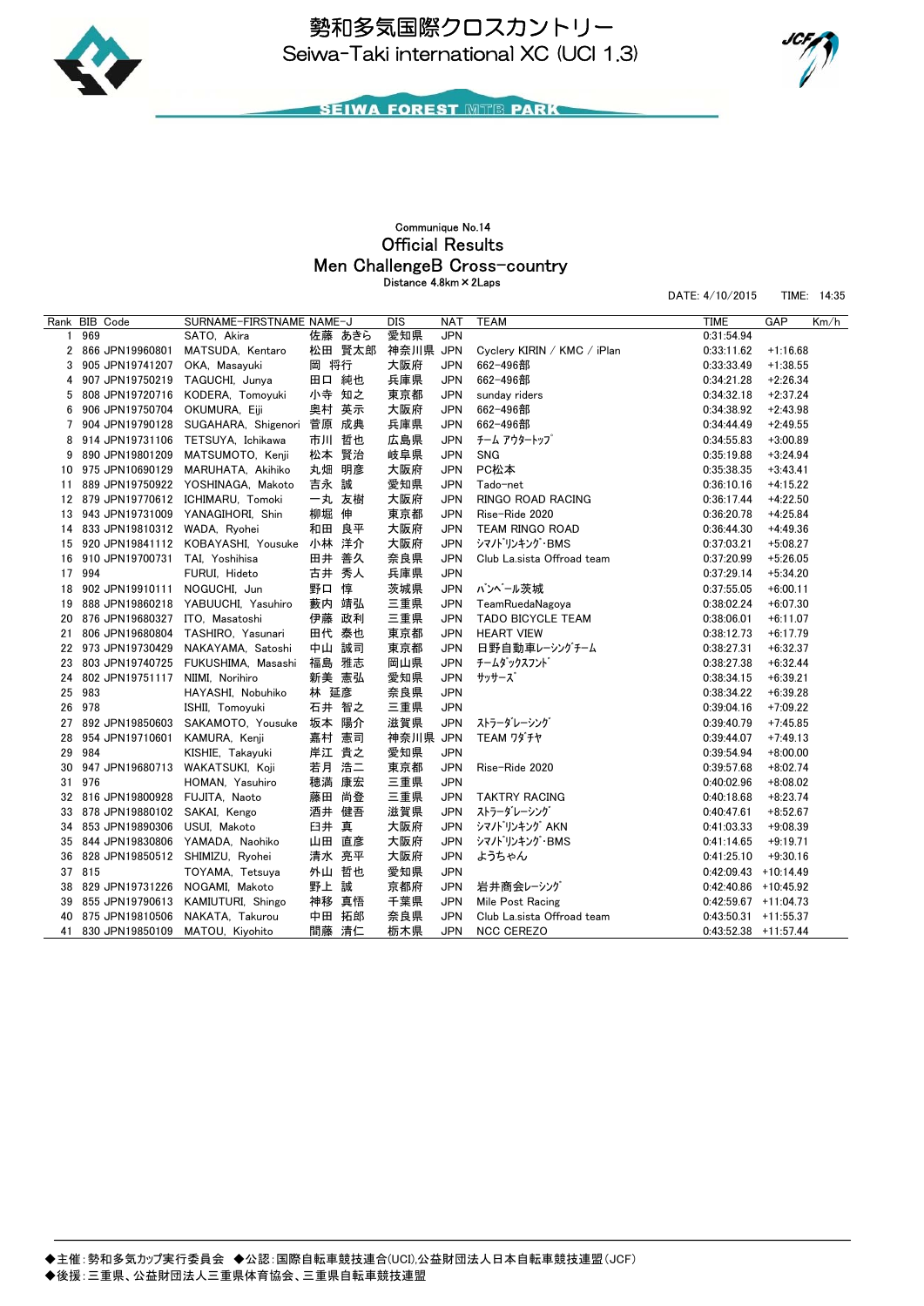# 勢和多気国際クロスカントリー
## Seiwa-Taki international XC (UCI 1.3)

SEIWA FOREST MTB PARK

Communique No.14

### Official Results
### Men ChallengeB Cross-country

Distance 4.8km×2Laps

DATE: 4/10/2015 TIME: 14:35

| Rank | BIB | Code | SURNAME-FIRSTNAME | NAME-J | DIS | NAT | TEAM | TIME | GAP | Km/h |
|---|---|---|---|---|---|---|---|---|---|---|
| 1 | 969 | | SATO, Akira | 佐藤 あきら | 愛知県 | JPN | | 0:31:54.94 | | |
| 2 | 866 | JPN19960801 | MATSUDA, Kentaro | 松田 賢太郎 | 神奈川県 | JPN | Cyclery KIRIN / KMC / iPlan | 0:33:11.62 | +1:16.68 | |
| 3 | 905 | JPN19741207 | OKA, Masayuki | 岡 将行 | 大阪府 | JPN | 662-496部 | 0:33:33.49 | +1:38.55 | |
| 4 | 907 | JPN19750219 | TAGUCHI, Junya | 田口 純也 | 兵庫県 | JPN | 662-496部 | 0:34:21.28 | +2:26.34 | |
| 5 | 808 | JPN19720716 | KODERA, Tomoyuki | 小寺 知之 | 東京都 | JPN | sunday riders | 0:34:32.18 | +2:37.24 | |
| 6 | 906 | JPN19750704 | OKUMURA, Eiji | 奥村 英示 | 大阪府 | JPN | 662-496部 | 0:34:38.92 | +2:43.98 | |
| 7 | 904 | JPN19790128 | SUGAHARA, Shigenori | 菅原 成典 | 兵庫県 | JPN | 662-496部 | 0:34:44.49 | +2:49.55 | |
| 8 | 914 | JPN19731106 | TETSUYA, Ichikawa | 市川 哲也 | 広島県 | JPN | ﾁｰﾑ ｱｳﾀｰﾄｯﾌﾟ | 0:34:55.83 | +3:00.89 | |
| 9 | 890 | JPN19801209 | MATSUMOTO, Kenji | 松本 賢治 | 岐阜県 | JPN | SNG | 0:35:19.88 | +3:24.94 | |
| 10 | 975 | JPN10690129 | MARUHATA, Akihiko | 丸畑 明彦 | 大阪府 | JPN | PC松本 | 0:35:38.35 | +3:43.41 | |
| 11 | 889 | JPN19750922 | YOSHINAGA, Makoto | 吉永 誠 | 愛知県 | JPN | Tado-net | 0:36:10.16 | +4:15.22 | |
| 12 | 879 | JPN19770612 | ICHIMARU, Tomoki | 一丸 友樹 | 大阪府 | JPN | RINGO ROAD RACING | 0:36:17.44 | +4:22.50 | |
| 13 | 943 | JPN19731009 | YANAGIHORI, Shin | 柳堀 伸 | 東京都 | JPN | Rise-Ride 2020 | 0:36:20.78 | +4:25.84 | |
| 14 | 833 | JPN19810312 | WADA, Ryohei | 和田 良平 | 大阪府 | JPN | TEAM RINGO ROAD | 0:36:44.30 | +4:49.36 | |
| 15 | 920 | JPN19841112 | KOBAYASHI, Yousuke | 小林 洋介 | 大阪府 | JPN | ｼﾏﾉﾄﾞﾘﾝｷﾝｸﾞ･BMS | 0:37:03.21 | +5:08.27 | |
| 16 | 910 | JPN19700731 | TAI, Yoshihisa | 田井 善久 | 奈良県 | JPN | Club La.sista Offroad team | 0:37:20.99 | +5:26.05 | |
| 17 | 994 | | FURUI, Hideto | 古井 秀人 | 兵庫県 | JPN | | 0:37:29.14 | +5:34.20 | |
| 18 | 902 | JPN19910111 | NOGUCHI, Jun | 野口 惇 | 茨城県 | JPN | ﾊﾞﾝﾍﾞｰﾙ茨城 | 0:37:55.05 | +6:00.11 | |
| 19 | 888 | JPN19860218 | YABUUCHI, Yasuhiro | 藪内 靖弘 | 三重県 | JPN | TeamRuedaNagoya | 0:38:02.24 | +6:07.30 | |
| 20 | 876 | JPN19680327 | ITO, Masatoshi | 伊藤 政利 | 三重県 | JPN | TADO BICYCLE TEAM | 0:38:06.01 | +6:11.07 | |
| 21 | 806 | JPN19680804 | TASHIRO, Yasunari | 田代 泰也 | 東京都 | JPN | HEART VIEW | 0:38:12.73 | +6:17.79 | |
| 22 | 973 | JPN19730429 | NAKAYAMA, Satoshi | 中山 誠司 | 東京都 | JPN | 日野自動車ﾚｰｼﾝｸﾞﾁｰﾑ | 0:38:27.31 | +6:32.37 | |
| 23 | 803 | JPN19740725 | FUKUSHIMA, Masashi | 福島 雅志 | 岡山県 | JPN | ﾁｰﾑﾀﾞｯｸｽﾌﾝﾄﾞ | 0:38:27.38 | +6:32.44 | |
| 24 | 802 | JPN19751117 | NIIMI, Norihiro | 新美 憲弘 | 愛知県 | JPN | ｻｯｻｰｽﾞ | 0:38:34.15 | +6:39.21 | |
| 25 | 983 | | HAYASHI, Nobuhiko | 林 延彦 | 奈良県 | JPN | | 0:38:34.22 | +6:39.28 | |
| 26 | 978 | | ISHII, Tomoyuki | 石井 智之 | 三重県 | JPN | | 0:39:04.16 | +7:09.22 | |
| 27 | 892 | JPN19850603 | SAKAMOTO, Yousuke | 坂本 陽介 | 滋賀県 | JPN | ｽﾄﾗｰﾀﾞﾚｰｼﾝｸﾞ | 0:39:40.79 | +7:45.85 | |
| 28 | 954 | JPN19710601 | KAMURA, Kenji | 嘉村 憲司 | 神奈川県 | JPN | TEAM ﾜﾀﾞﾁｬ | 0:39:44.07 | +7:49.13 | |
| 29 | 984 | | KISHIE, Takayuki | 岸江 貴之 | 愛知県 | JPN | | 0:39:54.94 | +8:00.00 | |
| 30 | 947 | JPN19680713 | WAKATSUKI, Koji | 若月 浩二 | 東京都 | JPN | Rise-Ride 2020 | 0:39:57.68 | +8:02.74 | |
| 31 | 976 | | HOMAN, Yasuhiro | 穂満 康宏 | 三重県 | JPN | | 0:40:02.96 | +8:08.02 | |
| 32 | 816 | JPN19800928 | FUJITA, Naoto | 藤田 尚登 | 三重県 | JPN | TAKTRY RACING | 0:40:18.68 | +8:23.74 | |
| 33 | 878 | JPN19880102 | SAKAI, Kengo | 酒井 健吾 | 滋賀県 | JPN | ｽﾄﾗｰﾀﾞﾚｰｼﾝｸﾞ | 0:40:47.61 | +8:52.67 | |
| 34 | 853 | JPN19890306 | USUI, Makoto | 臼井 真 | 大阪府 | JPN | ｼﾏﾉﾄﾞﾘﾝｷﾝｸﾞ AKN | 0:41:03.33 | +9:08.39 | |
| 35 | 844 | JPN19830806 | YAMADA, Naohiko | 山田 直彦 | 大阪府 | JPN | ｼﾏﾉﾄﾞﾘﾝｷﾝｸﾞ･BMS | 0:41:14.65 | +9:19.71 | |
| 36 | 828 | JPN19850512 | SHIMIZU, Ryohei | 清水 亮平 | 大阪府 | JPN | ようちゃん | 0:41:25.10 | +9:30.16 | |
| 37 | 815 | | TOYAMA, Tetsuya | 外山 哲也 | 愛知県 | JPN | | 0:42:09.43 | +10:14.49 | |
| 38 | 829 | JPN19731226 | NOGAMI, Makoto | 野上 誠 | 京都府 | JPN | 岩井商会ﾚｰｼﾝｸﾞ | 0:42:40.86 | +10:45.92 | |
| 39 | 855 | JPN19790613 | KAMIUTURI, Shingo | 神移 真悟 | 千葉県 | JPN | Mile Post Racing | 0:42:59.67 | +11:04.73 | |
| 40 | 875 | JPN19810506 | NAKATA, Takurou | 中田 拓郎 | 奈良県 | JPN | Club La.sista Offroad team | 0:43:50.31 | +11:55.37 | |
| 41 | 830 | JPN19850109 | MATOU, Kiyohito | 間藤 清仁 | 栃木県 | JPN | NCC CEREZO | 0:43:52.38 | +11:57.44 | |

◆主催:勢和多気カップ実行委員会 ◆公認:国際自転車競技連合(UCI),公益財団法人日本自転車競技連盟(JCF)
◆後援:三重県、公益財団法人三重県体育協会、三重県自転車競技連盟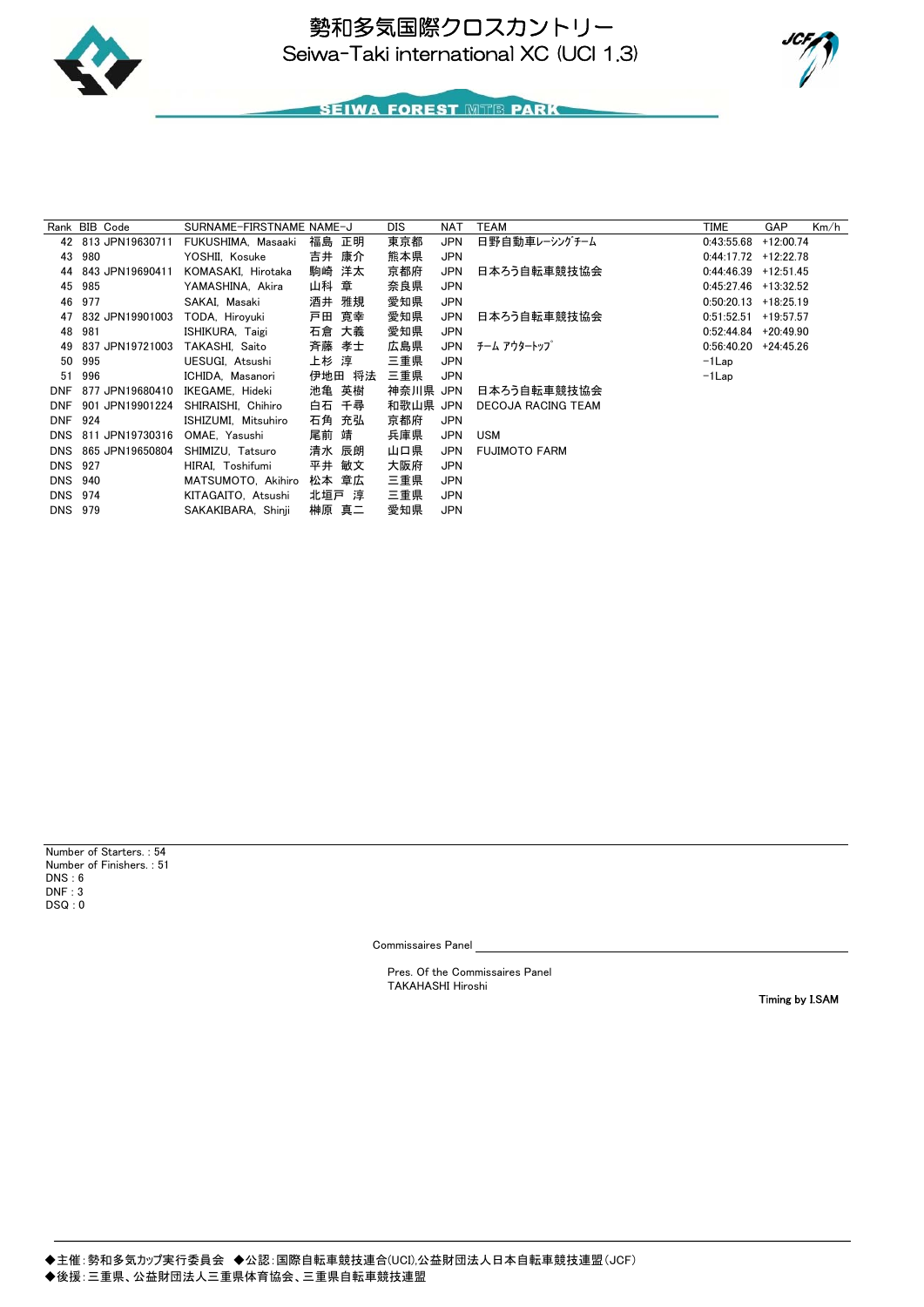# 勢和多気国際クロスカントリー
## Seiwa-Taki international XC (UCI 1.3)

SEIWA FOREST MTB PARK

| Rank | BIB | Code | SURNAME-FIRSTNAME | NAME-J | DIS | NAT | TEAM | TIME | GAP | Km/h |
|---|---|---|---|---|---|---|---|---|---|---|
| 42 | 813 | JPN19630711 | FUKUSHIMA, Masaaki | 福島 正明 | 東京都 | JPN | 日野自動車ﾚｰｼﾝｸﾞﾁｰﾑ | 0:43:55.68 | +12:00.74 | |
| 43 | 980 | | YOSHII, Kosuke | 吉井 康介 | 熊本県 | JPN | | 0:44:17.72 | +12:22.78 | |
| 44 | 843 | JPN19690411 | KOMASAKI, Hirotaka | 駒崎 洋太 | 京都府 | JPN | 日本ろう自転車競技協会 | 0:44:46.39 | +12:51.45 | |
| 45 | 985 | | YAMASHINA, Akira | 山科 章 | 奈良県 | JPN | | 0:45:27.46 | +13:32.52 | |
| 46 | 977 | | SAKAI, Masaki | 酒井 雅規 | 愛知県 | JPN | | 0:50:20.13 | +18:25.19 | |
| 47 | 832 | JPN19901003 | TODA, Hiroyuki | 戸田 寛幸 | 愛知県 | JPN | 日本ろう自転車競技協会 | 0:51:52.51 | +19:57.57 | |
| 48 | 981 | | ISHIKURA, Taigi | 石倉 大義 | 愛知県 | JPN | | 0:52:44.84 | +20:49.90 | |
| 49 | 837 | JPN19721003 | TAKASHI, Saito | 斉藤 孝士 | 広島県 | JPN | ﾁｰﾑ ｱｳﾀｰﾄｯﾌﾟ | 0:56:40.20 | +24:45.26 | |
| 50 | 995 | | UESUGI, Atsushi | 上杉 淳 | 三重県 | JPN | | -1Lap | | |
| 51 | 996 | | ICHIDA, Masanori | 伊地田 将法 | 三重県 | JPN | | -1Lap | | |
| DNF | 877 | JPN19680410 | IKEGAME, Hideki | 池亀 英樹 | 神奈川県 | JPN | 日本ろう自転車競技協会 | | | |
| DNF | 901 | JPN19901224 | SHIRAISHI, Chihiro | 白石 千尋 | 和歌山県 | JPN | DECOJA RACING TEAM | | | |
| DNF | 924 | | ISHIZUMI, Mitsuhiro | 石角 充弘 | 京都府 | JPN | | | | |
| DNS | 811 | JPN19730316 | OMAE, Yasushi | 尾前 靖 | 兵庫県 | JPN | USM | | | |
| DNS | 865 | JPN19650804 | SHIMIZU, Tatsuro | 清水 辰朗 | 山口県 | JPN | FUJIMOTO FARM | | | |
| DNS | 927 | | HIRAI, Toshifumi | 平井 敏文 | 大阪府 | JPN | | | | |
| DNS | 940 | | MATSUMOTO, Akihiro | 松本 章広 | 三重県 | JPN | | | | |
| DNS | 974 | | KITAGAITO, Atsushi | 北垣戸 淳 | 三重県 | JPN | | | | |
| DNS | 979 | | SAKAKIBARA, Shinji | 榊原 真二 | 愛知県 | JPN | | | | |

Number of Starters. : 54
Number of Finishers. : 51
DNS : 6
DNF : 3
DSQ : 0

Commissaires Panel

Pres. Of the Commissaires Panel
TAKAHASHI Hiroshi

Timing by I.SAM

◆主催：勢和多気カップ実行委員会　◆公認：国際自転車競技連合(UCI),公益財団法人日本自転車競技連盟(JCF)
◆後援：三重県、公益財団法人三重県体育協会、三重県自転車競技連盟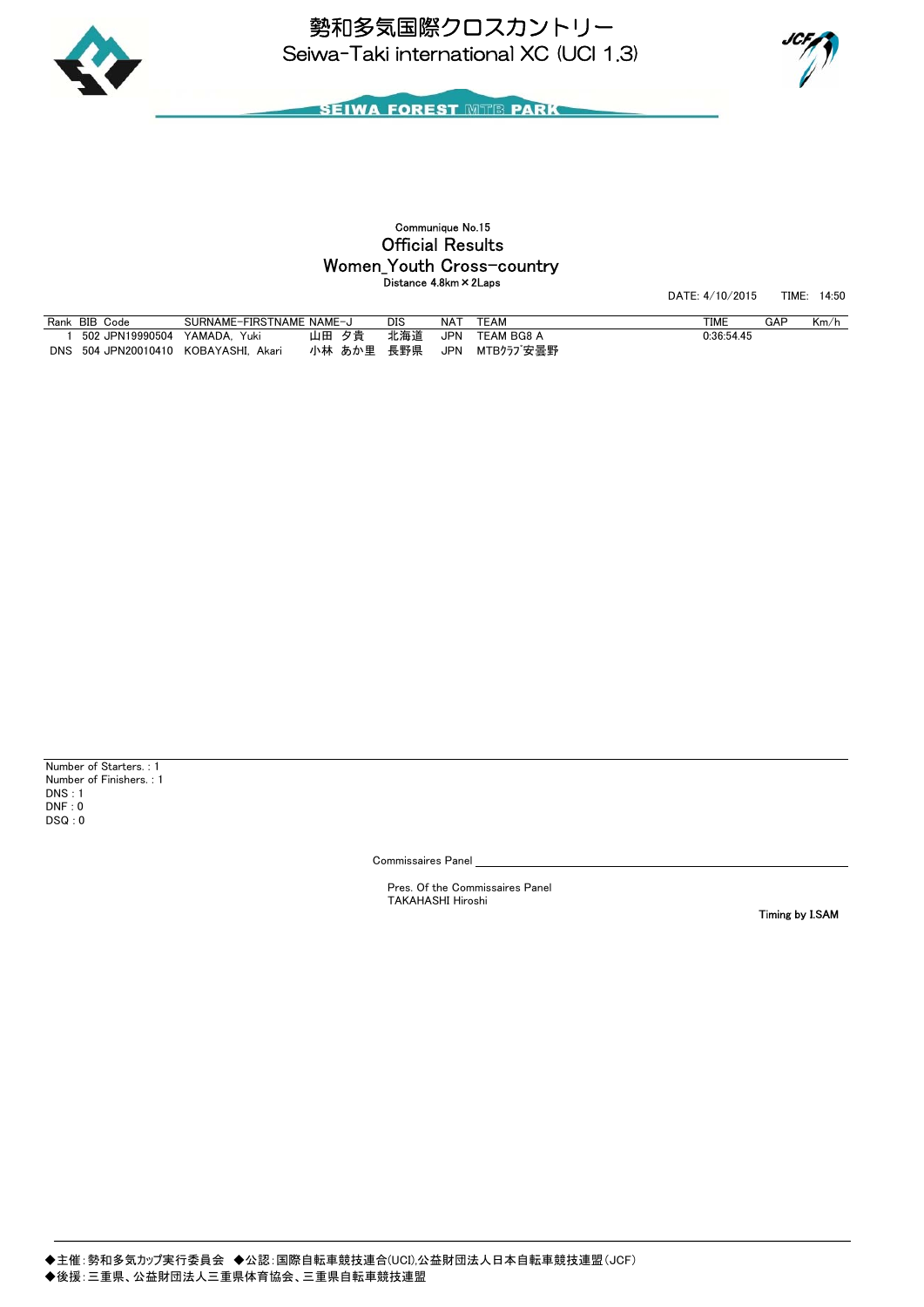# 勢和多気国際クロスカントリー
## Seiwa-Taki international XC (UCI 1.3)

SEIWA FOREST MTB PARK

Communique No.15

## Official Results
## Women_Youth Cross-country

Distance 4.8km×2Laps

DATE: 4/10/2015 TIME: 14:50

| Rank | BIB | Code | SURNAME-FIRSTNAME | NAME-J | DIS | NAT | TEAM | TIME | GAP | Km/h |
|---|---|---|---|---|---|---|---|---|---|---|
| 1 | 502 | JPN19990504 | YAMADA, Yuki | 山田 夕貴 | 北海道 | JPN | TEAM BG8 A | 0:36:54.45 | | |
| DNS | 504 | JPN20010410 | KOBAYASHI, Akari | 小林 あか里 | 長野県 | JPN | MTBｸﾗﾌﾞ安曇野 | | | |

Number of Starters. : 1
Number of Finishers. : 1
DNS : 1
DNF : 0
DSQ : 0

Commissaires Panel

Pres. Of the Commissaires Panel
TAKAHASHI Hiroshi

Timing by I.SAM

◆主催：勢和多気カップ実行委員会 ◆公認：国際自転車競技連合(UCI),公益財団法人日本自転車競技連盟（JCF）
◆後援：三重県、公益財団法人三重県体育協会、三重県自転車競技連盟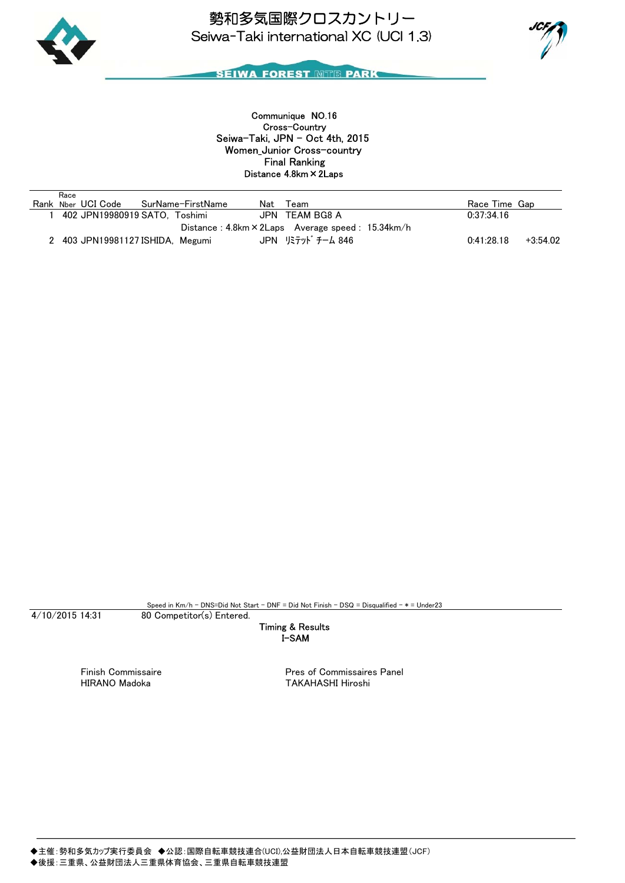# 勢和多気国際クロスカントリー
## Seiwa-Taki international XC (UCI 1.3)

SEIWA FOREST MTB PARK

Communique NO.16
Cross-Country
Seiwa-Taki, JPN - Oct 4th, 2015
Women_Junior Cross-country
Final Ranking
Distance 4.8km×2Laps

| Rank | Race Nber | UCI Code | SurName-FirstName | Nat | Team | Race Time | Gap |
|---|---|---|---|---|---|---|---|
| 1 | 402 | JPN19980919 | SATO, Toshimi | JPN | TEAM BG8 A | 0:37:34.16 | |
| | | | Distance : 4.8km×2Laps Average speed : 15.34km/h | | | | |
| 2 | 403 | JPN19981127 | ISHIDA, Megumi | JPN | ﾘﾐﾃｯﾄﾞ ﾁｰﾑ 846 | 0:41:28.18 | +3:54.02 |

Speed in Km/h - DNS=Did Not Start - DNF = Did Not Finish - DSQ = Disqualified - * = Under23

4/10/2015 14:31 80 Competitor(s) Entered.

Timing & Results
I-SAM

Finish Commissaire
HIRANO Madoka

Pres of Commissaires Panel
TAKAHASHI Hiroshi

◆主催:勢和多気カップ実行委員会 ◆公認:国際自転車競技連合(UCI),公益財団法人日本自転車競技連盟(JCF)
◆後援:三重県、公益財団法人三重県体育協会、三重県自転車競技連盟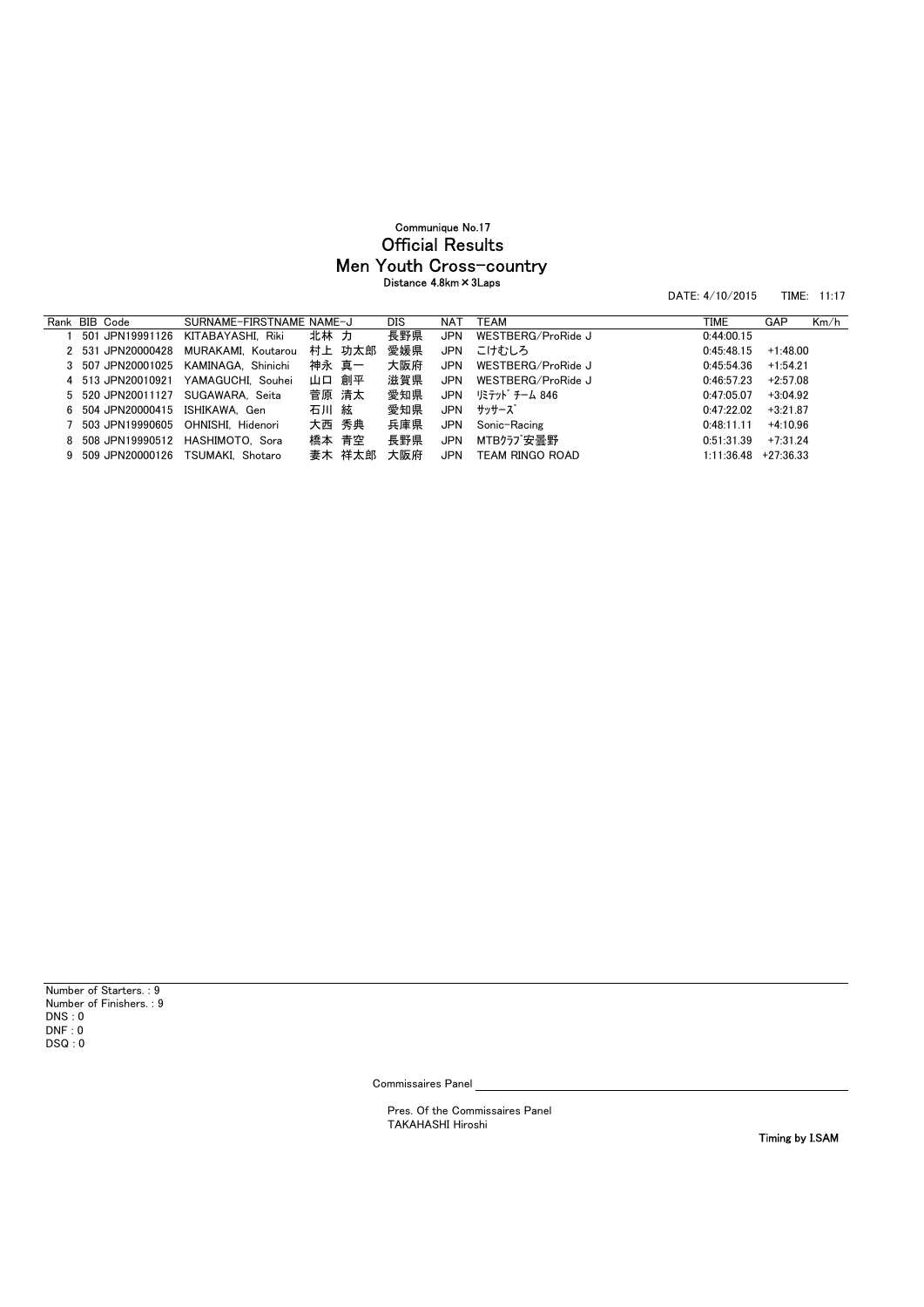Communique No.17

# Official Results

## Men Youth Cross-country

Distance 4.8km × 3Laps

DATE: 4/10/2015　　TIME: 11:17

| Rank | BIB | Code | SURNAME-FIRSTNAME | NAME-J | DIS | NAT | TEAM | TIME | GAP | Km/h |
|---|---|---|---|---|---|---|---|---|---|---|
| 1 | 501 | JPN19991126 | KITABAYASHI, Riki | 北林 力 | 長野県 | JPN | WESTBERG/ProRide J | 0:44:00.15 | | |
| 2 | 531 | JPN20000428 | MURAKAMI, Koutarou | 村上 功太郎 | 愛媛県 | JPN | こけむしろ | 0:45:48.15 | +1:48.00 | |
| 3 | 507 | JPN20001025 | KAMINAGA, Shinichi | 神永 真一 | 大阪府 | JPN | WESTBERG/ProRide J | 0:45:54.36 | +1:54.21 | |
| 4 | 513 | JPN20010921 | YAMAGUCHI, Souhei | 山口 創平 | 滋賀県 | JPN | WESTBERG/ProRide J | 0:46:57.23 | +2:57.08 | |
| 5 | 520 | JPN20011127 | SUGAWARA, Seita | 菅原 清太 | 愛知県 | JPN | ﾘﾐﾃｯﾄﾞ ﾁｰﾑ 846 | 0:47:05.07 | +3:04.92 | |
| 6 | 504 | JPN20000415 | ISHIKAWA, Gen | 石川 絃 | 愛知県 | JPN | ｻｯｻｰｽﾞ | 0:47:22.02 | +3:21.87 | |
| 7 | 503 | JPN19990605 | OHNISHI, Hidenori | 大西 秀典 | 兵庫県 | JPN | Sonic-Racing | 0:48:11.11 | +4:10.96 | |
| 8 | 508 | JPN19990512 | HASHIMOTO, Sora | 橋本 青空 | 長野県 | JPN | MTBｸﾗﾌﾞ安曇野 | 0:51:31.39 | +7:31.24 | |
| 9 | 509 | JPN20000126 | TSUMAKI, Shotaro | 妻木 祥太郎 | 大阪府 | JPN | TEAM RINGO ROAD | 1:11:36.48 | +27:36.33 | |

Number of Starters. : 9
Number of Finishers. : 9
DNS : 0
DNF : 0
DSQ : 0

Commissaires Panel

Pres. Of the Commissaires Panel
TAKAHASHI Hiroshi

Timing by I.SAM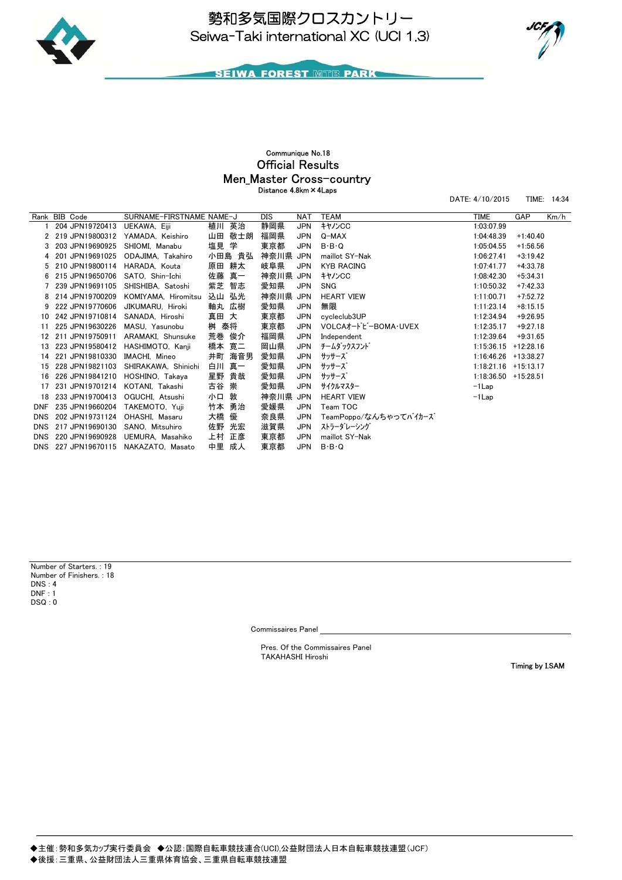# 勢和多気国際クロスカントリー
# Seiwa-Taki international XC (UCI 1.3)

SEIWA FOREST MTB PARK

Communique No.18

## Official Results

## Men_Master Cross-country

Distance 4.8km × 4Laps

DATE: 4/10/2015 TIME: 14:34

| Rank | BIB | Code | SURNAME-FIRSTNAME | NAME-J | DIS | NAT | TEAM | TIME | GAP | Km/h |
|---|---|---|---|---|---|---|---|---|---|---|
| 1 | 204 | JPN19720413 | UEKAWA, Eiji | 植川 英治 | 静岡県 | JPN | ｷﾔﾉﾝCC | 1:03:07.99 | | |
| 2 | 219 | JPN19800312 | YAMADA, Keishiro | 山田 敬士朗 | 福岡県 | JPN | Q-MAX | 1:04:48.39 | +1:40.40 | |
| 3 | 203 | JPN19690925 | SHIOMI, Manabu | 塩見 学 | 東京都 | JPN | B･B･Q | 1:05:04.55 | +1:56.56 | |
| 4 | 201 | JPN19691025 | ODAJIMA, Takahiro | 小田島 貴弘 | 神奈川県 | JPN | maillot SY-Nak | 1:06:27.41 | +3:19.42 | |
| 5 | 210 | JPN19800114 | HARADA, Kouta | 原田 耕太 | 岐阜県 | JPN | KYB RACING | 1:07:41.77 | +4:33.78 | |
| 6 | 215 | JPN19650706 | SATO, Shin-Ichi | 佐藤 真一 | 神奈川県 | JPN | ｷﾔﾉﾝCC | 1:08:42.30 | +5:34.31 | |
| 7 | 239 | JPN19691105 | SHISHIBA, Satoshi | 紫芝 智志 | 愛知県 | JPN | SNG | 1:10:50.32 | +7:42.33 | |
| 8 | 214 | JPN19700209 | KOMIYAMA, Hiromitsu | 込山 弘光 | 神奈川県 | JPN | HEART VIEW | 1:11:00.71 | +7:52.72 | |
| 9 | 222 | JPN19770606 | JIKUMARU, Hiroki | 軸丸 広樹 | 愛知県 | JPN | 無限 | 1:11:23.14 | +8:15.15 | |
| 10 | 242 | JPN19710814 | SANADA, Hiroshi | 真田 大 | 東京都 | JPN | cycleclub3UP | 1:12:34.94 | +9:26.95 | |
| 11 | 225 | JPN19630226 | MASU, Yasunobu | 桝 泰将 | 東京都 | JPN | VOLCAｵｰﾄﾋﾞｰBOMA･UVEX | 1:12:35.17 | +9:27.18 | |
| 12 | 211 | JPN19750911 | ARAMAKI, Shunsuke | 荒巻 俊介 | 福岡県 | JPN | Independent | 1:12:39.64 | +9:31.65 | |
| 13 | 223 | JPN19580412 | HASHIMOTO, Kanji | 橋本 寛二 | 岡山県 | JPN | ﾁｰﾑﾀﾞｯｸｽﾌﾝﾄﾞ | 1:15:36.15 | +12:28.16 | |
| 14 | 221 | JPN19810330 | IMACHI, Mineo | 井町 海音男 | 愛知県 | JPN | ｻｯｻｰｽﾞ | 1:16:46.26 | +13:38.27 | |
| 15 | 228 | JPN19821103 | SHIRAKAWA, Shinichi | 白川 真一 | 愛知県 | JPN | ｻｯｻｰｽﾞ | 1:18:21.16 | +15:13.17 | |
| 16 | 226 | JPN19841210 | HOSHINO, Takaya | 星野 貴哉 | 愛知県 | JPN | ｻｯｻｰｽﾞ | 1:18:36.50 | +15:28.51 | |
| 17 | 231 | JPN19701214 | KOTANI, Takashi | 古谷 崇 | 愛知県 | JPN | ｻｲｸﾙﾏｽﾀｰ | -1Lap | | |
| 18 | 233 | JPN19700413 | OGUCHI, Atsushi | 小口 敦 | 神奈川県 | JPN | HEART VIEW | -1Lap | | |
| DNF | 235 | JPN19660204 | TAKEMOTO, Yuji | 竹本 勇治 | 愛媛県 | JPN | Team TOC | | | |
| DNS | 202 | JPN19731124 | OHASHI, Masaru | 大橋 優 | 奈良県 | JPN | TeamPoppo/なんちゃってﾊﾞｲｶｰｽﾞ | | | |
| DNS | 217 | JPN19690130 | SANO, Mitsuhiro | 佐野 光宏 | 滋賀県 | JPN | ｽﾄﾗｰﾀﾞﾚｰｼﾝｸﾞ | | | |
| DNS | 220 | JPN19690928 | UEMURA, Masahiko | 上村 正彦 | 東京都 | JPN | maillot SY-Nak | | | |
| DNS | 227 | JPN19670115 | NAKAZATO, Masato | 中里 成人 | 東京都 | JPN | B･B･Q | | | |

Number of Starters. : 19
Number of Finishers. : 18
DNS : 4
DNF : 1
DSQ : 0

Commissaires Panel

Pres. Of the Commissaires Panel
TAKAHASHI Hiroshi

Timing by I.SAM

◆主催：勢和多気カップ実行委員会 ◆公認：国際自転車競技連合(UCI),公益財団法人日本自転車競技連盟（JCF）
◆後援：三重県、公益財団法人三重県体育協会、三重県自転車競技連盟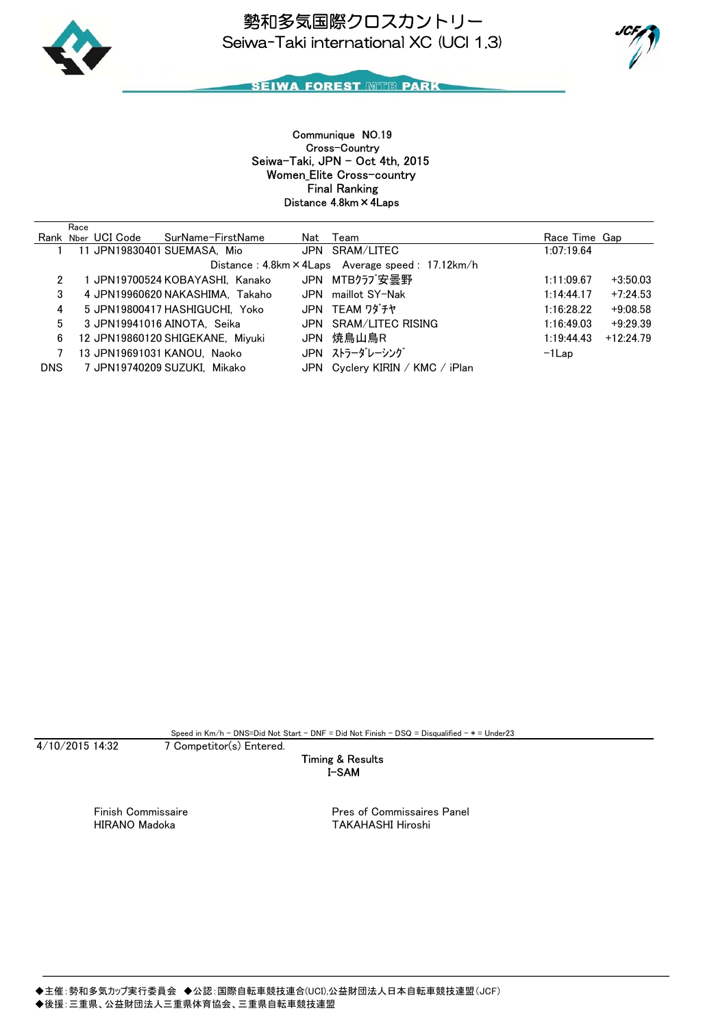# 勢和多気国際クロスカントリー
## Seiwa-Taki international XC (UCI 1.3)

SEIWA FOREST MTB PARK

Communique NO.19
Cross-Country
Seiwa-Taki, JPN - Oct 4th, 2015
Women_Elite Cross-country
Final Ranking
Distance 4.8km×4Laps

| Rank | Race Nber | UCI Code | SurName-FirstName | Nat | Team | Race Time | Gap |
|---|---|---|---|---|---|---|---|
| 1 | 11 | JPN19830401 | SUEMASA, Mio | JPN | SRAM/LITEC | 1:07:19.64 | |
| | | | Distance : 4.8km×4Laps | | Average speed : 17.12km/h | | |
| 2 | 1 | JPN19700524 | KOBAYASHI, Kanako | JPN | MTBｸﾗﾌﾞ安曇野 | 1:11:09.67 | +3:50.03 |
| 3 | 4 | JPN19960620 | NAKASHIMA, Takaho | JPN | maillot SY-Nak | 1:14:44.17 | +7:24.53 |
| 4 | 5 | JPN19800417 | HASHIGUCHI, Yoko | JPN | TEAM ﾜﾀﾞﾁﾔ | 1:16:28.22 | +9:08.58 |
| 5 | 3 | JPN19941016 | AINOTA, Seika | JPN | SRAM/LITEC RISING | 1:16:49.03 | +9:29.39 |
| 6 | 12 | JPN19860120 | SHIGEKANE, Miyuki | JPN | 焼鳥山鳥R | 1:19:44.43 | +12:24.79 |
| 7 | 13 | JPN19691031 | KANOU, Naoko | JPN | ｽﾄﾗｰﾀﾞﾚｰｼﾝｸﾞ | -1Lap | |
| DNS | 7 | JPN19740209 | SUZUKI, Mikako | JPN | Cyclery KIRIN / KMC / iPlan | | |

Speed in Km/h - DNS=Did Not Start - DNF = Did Not Finish - DSQ = Disqualified - * = Under23

4/10/2015 14:32    7 Competitor(s) Entered.

Timing & Results
I-SAM

Finish Commissaire
HIRANO Madoka

Pres of Commissaires Panel
TAKAHASHI Hiroshi

◆主催:勢和多気カップ実行委員会 ◆公認:国際自転車競技連合(UCI),公益財団法人日本自転車競技連盟(JCF)
◆後援:三重県、公益財団法人三重県体育協会、三重県自転車競技連盟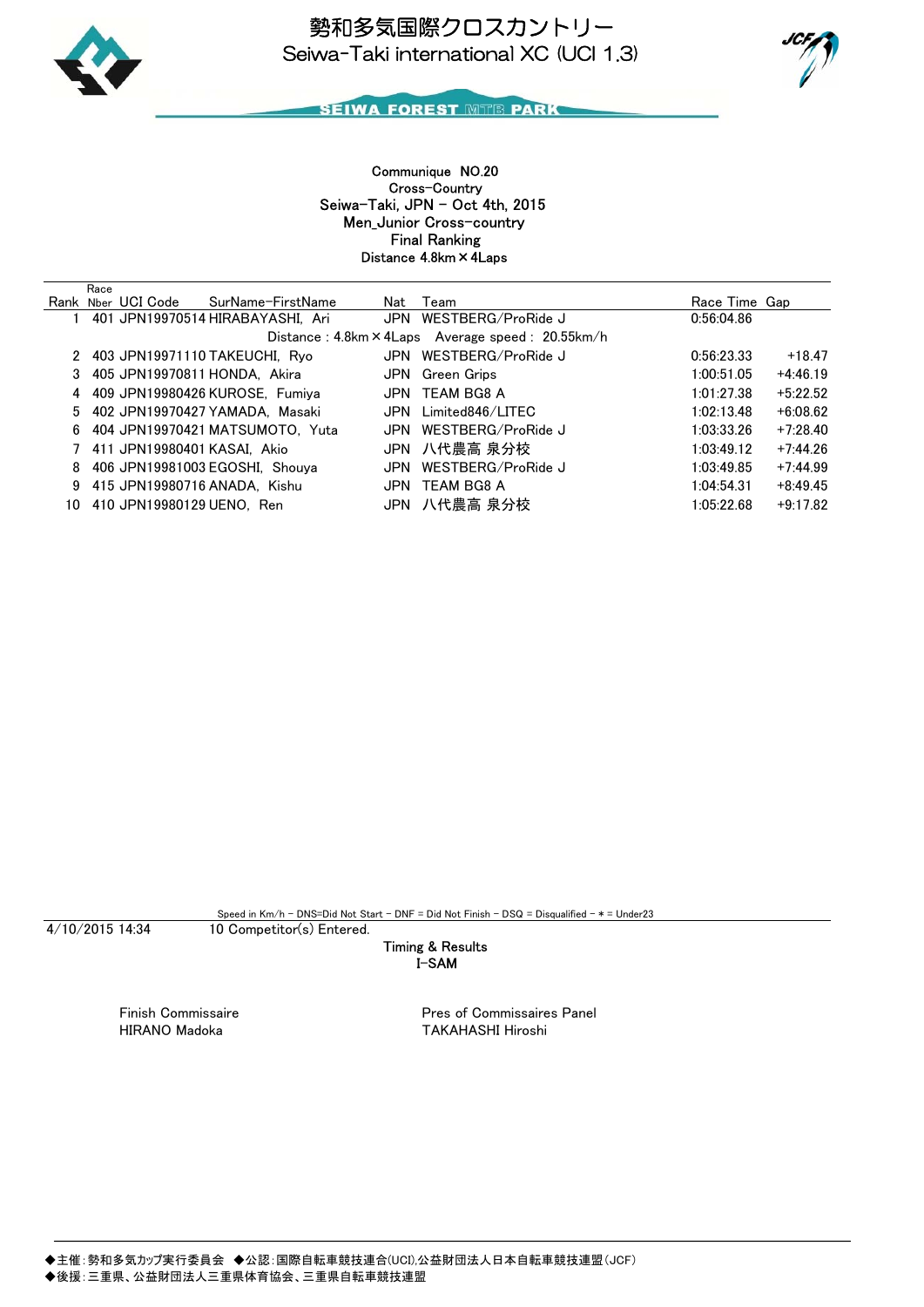# 勢和多気国際クロスカントリー
## Seiwa-Taki international XC (UCI 1.3)

SEIWA FOREST MTB PARK

Communique NO.20
Cross-Country
Seiwa-Taki, JPN - Oct 4th, 2015
Men_Junior Cross-country
Final Ranking
Distance 4.8km×4Laps

| Rank | Race Nber | UCI Code | SurName-FirstName | Nat | Team | Race Time | Gap |
|---|---|---|---|---|---|---|---|
| 1 | 401 | JPN19970514 | HIRABAYASHI, Ari | JPN | WESTBERG/ProRide J | 0:56:04.86 | |
| | | | Distance : 4.8km×4Laps Average speed : 20.55km/h | | | | |
| 2 | 403 | JPN19971110 | TAKEUCHI, Ryo | JPN | WESTBERG/ProRide J | 0:56:23.33 | +18.47 |
| 3 | 405 | JPN19970811 | HONDA, Akira | JPN | Green Grips | 1:00:51.05 | +4:46.19 |
| 4 | 409 | JPN19980426 | KUROSE, Fumiya | JPN | TEAM BG8 A | 1:01:27.38 | +5:22.52 |
| 5 | 402 | JPN19970427 | YAMADA, Masaki | JPN | Limited846/LITEC | 1:02:13.48 | +6:08.62 |
| 6 | 404 | JPN19970421 | MATSUMOTO, Yuta | JPN | WESTBERG/ProRide J | 1:03:33.26 | +7:28.40 |
| 7 | 411 | JPN19980401 | KASAI, Akio | JPN | 八代農高 泉分校 | 1:03:49.12 | +7:44.26 |
| 8 | 406 | JPN19981003 | EGOSHI, Shouya | JPN | WESTBERG/ProRide J | 1:03:49.85 | +7:44.99 |
| 9 | 415 | JPN19980716 | ANADA, Kishu | JPN | TEAM BG8 A | 1:04:54.31 | +8:49.45 |
| 10 | 410 | JPN19980129 | UENO, Ren | JPN | 八代農高 泉分校 | 1:05:22.68 | +9:17.82 |

Speed in Km/h - DNS=Did Not Start - DNF = Did Not Finish - DSQ = Disqualified - * = Under23

4/10/2015 14:34 10 Competitor(s) Entered.

Timing & Results
I-SAM

Finish Commissaire
HIRANO Madoka

Pres of Commissaires Panel
TAKAHASHI Hiroshi

◆主催:勢和多気カップ実行委員会 ◆公認:国際自転車競技連合(UCI),公益財団法人日本自転車競技連盟(JCF)
◆後援:三重県、公益財団法人三重県体育協会、三重県自転車競技連盟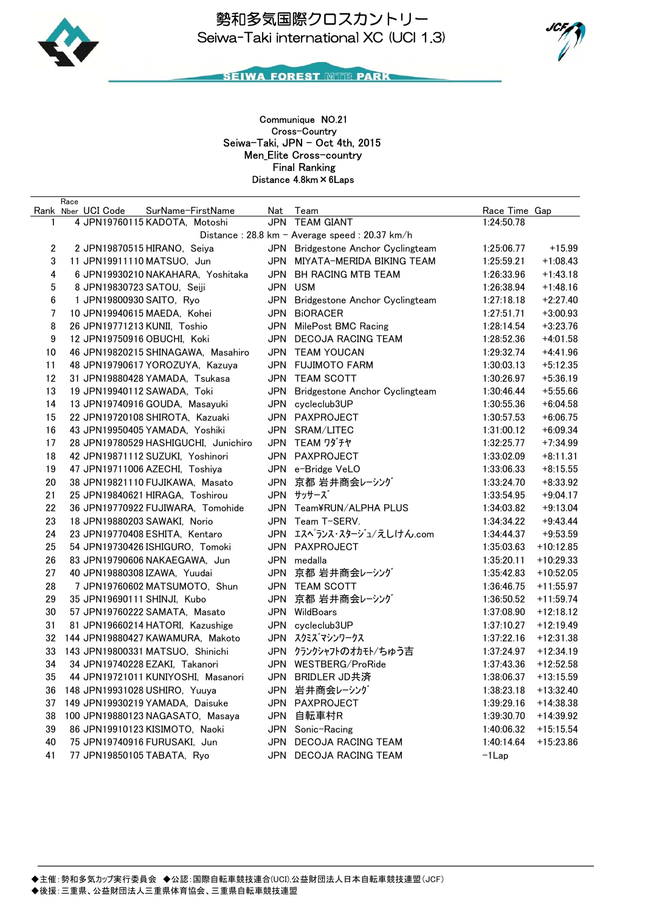# 勢和多気国際クロスカントリー
## Seiwa-Taki international XC (UCI 1.3)

SEIWA FOREST MTB PARK

Communique NO.21
Cross-Country
Seiwa-Taki, JPN – Oct 4th, 2015
Men_Elite Cross-country
Final Ranking
Distance 4.8km × 6Laps

| Rank | Race Nber | UCI Code | SurName-FirstName | Nat | Team | Race Time | Gap |
|---|---|---|---|---|---|---|---|
| 1 | 4 | JPN19760115 | KADOTA, Motoshi | JPN | TEAM GIANT | 1:24:50.78 | |
| | | | Distance : 28.8 km – Average speed : 20.37 km/h | | | | |
| 2 | 2 | JPN19870515 | HIRANO, Seiya | JPN | Bridgestone Anchor Cyclingteam | 1:25:06.77 | +15.99 |
| 3 | 11 | JPN19911110 | MATSUO, Jun | JPN | MIYATA-MERIDA BIKING TEAM | 1:25:59.21 | +1:08.43 |
| 4 | 6 | JPN19930210 | NAKAHARA, Yoshitaka | JPN | BH RACING MTB TEAM | 1:26:33.96 | +1:43.18 |
| 5 | 8 | JPN19830723 | SATOU, Seiji | JPN | USM | 1:26:38.94 | +1:48.16 |
| 6 | 1 | JPN19800930 | SAITO, Ryo | JPN | Bridgestone Anchor Cyclingteam | 1:27:18.18 | +2:27.40 |
| 7 | 10 | JPN19940615 | MAEDA, Kohei | JPN | BiORACER | 1:27:51.71 | +3:00.93 |
| 8 | 26 | JPN19771213 | KUNII, Toshio | JPN | MilePost BMC Racing | 1:28:14.54 | +3:23.76 |
| 9 | 12 | JPN19750916 | OBUCHI, Koki | JPN | DECOJA RACING TEAM | 1:28:52.36 | +4:01.58 |
| 10 | 46 | JPN19820215 | SHINAGAWA, Masahiro | JPN | TEAM YOUCAN | 1:29:32.74 | +4:41.96 |
| 11 | 48 | JPN19790617 | YOROZUYA, Kazuya | JPN | FUJIMOTO FARM | 1:30:03.13 | +5:12.35 |
| 12 | 31 | JPN19880428 | TAKADA, Tsukasa | JPN | TEAM SCOTT | 1:30:26.97 | +5:36.19 |
| 13 | 19 | JPN19940112 | SAWADA, Toki | JPN | Bridgestone Anchor Cyclingteam | 1:30:46.44 | +5:55.66 |
| 14 | 13 | JPN19740916 | GOUDA, Masayuki | JPN | cycleclub3UP | 1:30:55.36 | +6:04.58 |
| 15 | 22 | JPN19720108 | SHIROTA, Kazuaki | JPN | PAXPROJECT | 1:30:57.53 | +6:06.75 |
| 16 | 43 | JPN19950405 | YAMADA, Yoshiki | JPN | SRAM/LITEC | 1:31:00.12 | +6:09.34 |
| 17 | 28 | JPN19780529 | HASHIGUCHI, Junichiro | JPN | TEAM ﾜﾀﾞﾁﾔ | 1:32:25.77 | +7:34.99 |
| 18 | 42 | JPN19871112 | SUZUKI, Yoshinori | JPN | PAXPROJECT | 1:33:02.09 | +8:11.31 |
| 19 | 47 | JPN19711006 | AZECHI, Toshiya | JPN | e-Bridge VeLO | 1:33:06.33 | +8:15.55 |
| 20 | 38 | JPN19821110 | FUJIKAWA, Masato | JPN | 京都 岩井商会ﾚｰｼﾝｸﾞ | 1:33:24.70 | +8:33.92 |
| 21 | 25 | JPN19840621 | HIRAGA, Toshirou | JPN | ｻｯｻｰｽﾞ | 1:33:54.95 | +9:04.17 |
| 22 | 36 | JPN19770922 | FUJIWARA, Tomohide | JPN | Team¥RUN/ALPHA PLUS | 1:34:03.82 | +9:13.04 |
| 23 | 18 | JPN19880203 | SAWAKI, Norio | JPN | Team T-SERV. | 1:34:34.22 | +9:43.44 |
| 24 | 23 | JPN19770408 | ESHITA, Kentaro | JPN | ｴｽﾍﾟﾗﾝｽ･ｽﾀｰｼﾞｭ/えしけん.com | 1:34:44.37 | +9:53.59 |
| 25 | 54 | JPN19730426 | ISHIGURO, Tomoki | JPN | PAXPROJECT | 1:35:03.63 | +10:12.85 |
| 26 | 83 | JPN19790606 | NAKAEGAWA, Jun | JPN | medalla | 1:35:20.11 | +10:29.33 |
| 27 | 40 | JPN19880308 | IZAWA, Yuudai | JPN | 京都 岩井商会ﾚｰｼﾝｸﾞ | 1:35:42.83 | +10:52.05 |
| 28 | 7 | JPN19760602 | MATSUMOTO, Shun | JPN | TEAM SCOTT | 1:36:46.75 | +11:55.97 |
| 29 | 35 | JPN19690111 | SHINJI, Kubo | JPN | 京都 岩井商会ﾚｰｼﾝｸﾞ | 1:36:50.52 | +11:59.74 |
| 30 | 57 | JPN19760222 | SAMATA, Masato | JPN | WildBoars | 1:37:08.90 | +12:18.12 |
| 31 | 81 | JPN19660214 | HATORI, Kazushige | JPN | cycleclub3UP | 1:37:10.27 | +12:19.49 |
| 32 | 144 | JPN19880427 | KAWAMURA, Makoto | JPN | ｽｸﾐｽﾞﾏｼﾝﾜｰｸｽ | 1:37:22.16 | +12:31.38 |
| 33 | 143 | JPN19800331 | MATSUO, Shinichi | JPN | ｸﾗﾝｸｼｬﾌﾄのｵｶﾓﾄ/ちゅう吉 | 1:37:24.97 | +12:34.19 |
| 34 | 34 | JPN19740228 | EZAKI, Takanori | JPN | WESTBERG/ProRide | 1:37:43.36 | +12:52.58 |
| 35 | 44 | JPN19721011 | KUNIYOSHI, Masanori | JPN | BRIDLER JD共済 | 1:38:06.37 | +13:15.59 |
| 36 | 148 | JPN19931028 | USHIRO, Yuuya | JPN | 岩井商会ﾚｰｼﾝｸﾞ | 1:38:23.18 | +13:32.40 |
| 37 | 149 | JPN19930219 | YAMADA, Daisuke | JPN | PAXPROJECT | 1:39:29.16 | +14:38.38 |
| 38 | 100 | JPN19880123 | NAGASATO, Masaya | JPN | 自転車村R | 1:39:30.70 | +14:39.92 |
| 39 | 86 | JPN19910123 | KISIMOTO, Naoki | JPN | Sonic-Racing | 1:40:06.32 | +15:15.54 |
| 40 | 75 | JPN19740916 | FURUSAKI, Jun | JPN | DECOJA RACING TEAM | 1:40:14.64 | +15:23.86 |
| 41 | 77 | JPN19850105 | TABATA, Ryo | JPN | DECOJA RACING TEAM | -1Lap | |

◆主催:勢和多気カップ実行委員会 ◆公認:国際自転車競技連合(UCI),公益財団法人日本自転車競技連盟(JCF)
◆後援:三重県、公益財団法人三重県体育協会、三重県自転車競技連盟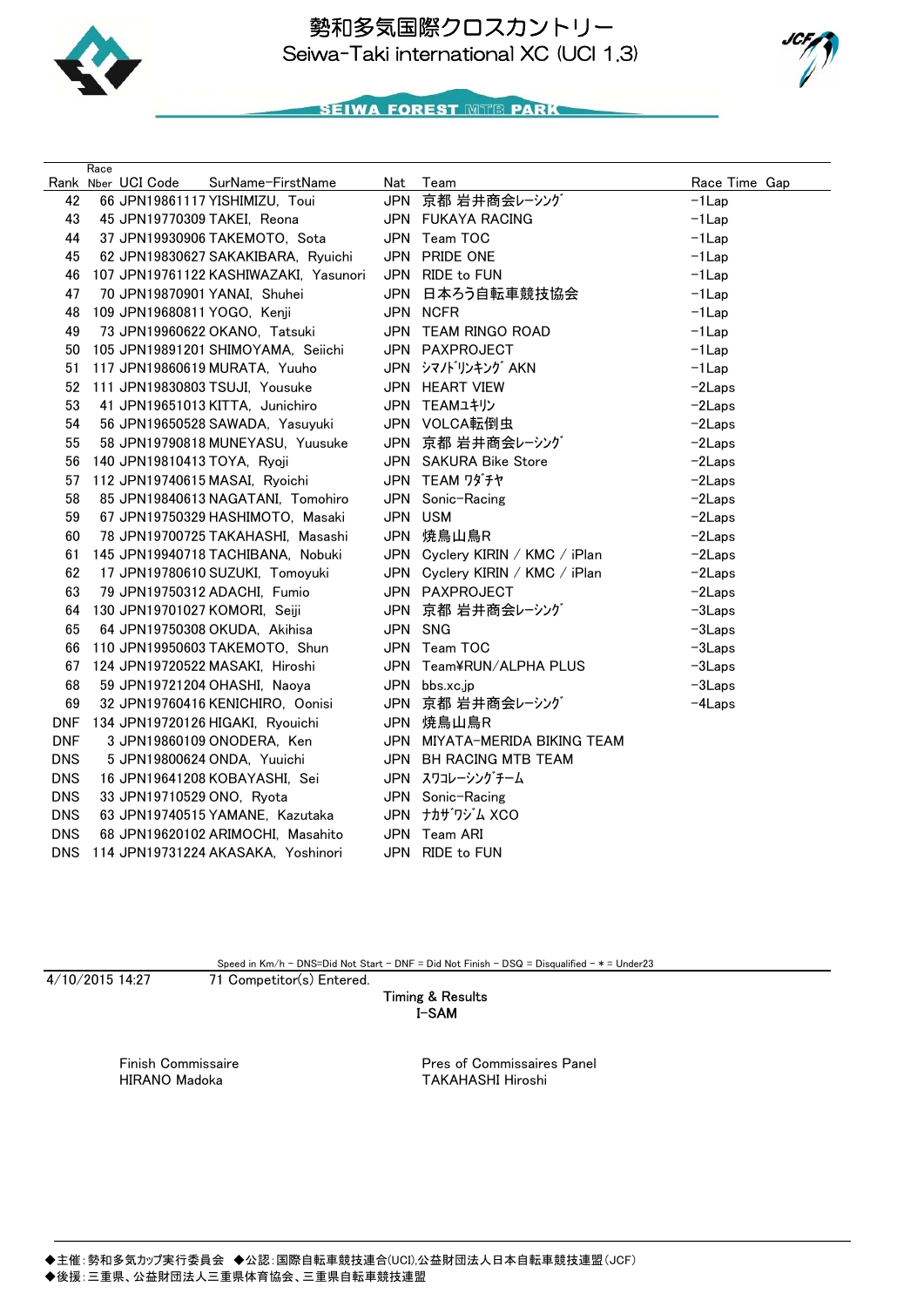# 勢和多気国際クロスカントリー
## Seiwa-Taki international XC (UCI 1.3)

SEIWA FOREST MTB PARK

| Rank | Race Nber | UCI Code | SurName-FirstName | Nat | Team | Race Time | Gap |
|---|---|---|---|---|---|---|---|
| 42 | 66 | JPN19861117 | YISHIMIZU, Toui | JPN | 京都 岩井商会ﾚｰｼﾝｸﾞ | -1Lap | |
| 43 | 45 | JPN19770309 | TAKEI, Reona | JPN | FUKAYA RACING | -1Lap | |
| 44 | 37 | JPN19930906 | TAKEMOTO, Sota | JPN | Team TOC | -1Lap | |
| 45 | 62 | JPN19830627 | SAKAKIBARA, Ryuichi | JPN | PRIDE ONE | -1Lap | |
| 46 | 107 | JPN19761122 | KASHIWAZAKI, Yasunori | JPN | RIDE to FUN | -1Lap | |
| 47 | 70 | JPN19870901 | YANAI, Shuhei | JPN | 日本ろう自転車競技協会 | -1Lap | |
| 48 | 109 | JPN19680811 | YOGO, Kenji | JPN | NCFR | -1Lap | |
| 49 | 73 | JPN19960622 | OKANO, Tatsuki | JPN | TEAM RINGO ROAD | -1Lap | |
| 50 | 105 | JPN19891201 | SHIMOYAMA, Seiichi | JPN | PAXPROJECT | -1Lap | |
| 51 | 117 | JPN19860619 | MURATA, Yuuho | JPN | ｼﾏﾉﾄﾞﾘﾝｷﾝｸﾞ AKN | -1Lap | |
| 52 | 111 | JPN19830803 | TSUJI, Yousuke | JPN | HEART VIEW | -2Laps | |
| 53 | 41 | JPN19651013 | KITTA, Junichiro | JPN | TEAMﾕｷﾘﾝ | -2Laps | |
| 54 | 56 | JPN19650528 | SAWADA, Yasuyuki | JPN | VOLCA転倒虫 | -2Laps | |
| 55 | 58 | JPN19790818 | MUNEYASU, Yuusuke | JPN | 京都 岩井商会ﾚｰｼﾝｸﾞ | -2Laps | |
| 56 | 140 | JPN19810413 | TOYA, Ryoji | JPN | SAKURA Bike Store | -2Laps | |
| 57 | 112 | JPN19740615 | MASAI, Ryoichi | JPN | TEAM ﾜﾀﾞﾁﾔ | -2Laps | |
| 58 | 85 | JPN19840613 | NAGATANI, Tomohiro | JPN | Sonic-Racing | -2Laps | |
| 59 | 67 | JPN19750329 | HASHIMOTO, Masaki | JPN | USM | -2Laps | |
| 60 | 78 | JPN19700725 | TAKAHASHI, Masashi | JPN | 焼鳥山鳥R | -2Laps | |
| 61 | 145 | JPN19940718 | TACHIBANA, Nobuki | JPN | Cyclery KIRIN / KMC / iPlan | -2Laps | |
| 62 | 17 | JPN19780610 | SUZUKI, Tomoyuki | JPN | Cyclery KIRIN / KMC / iPlan | -2Laps | |
| 63 | 79 | JPN19750312 | ADACHI, Fumio | JPN | PAXPROJECT | -2Laps | |
| 64 | 130 | JPN19701027 | KOMORI, Seiji | JPN | 京都 岩井商会ﾚｰｼﾝｸﾞ | -3Laps | |
| 65 | 64 | JPN19750308 | OKUDA, Akihisa | JPN | SNG | -3Laps | |
| 66 | 110 | JPN19950603 | TAKEMOTO, Shun | JPN | Team TOC | -3Laps | |
| 67 | 124 | JPN19720522 | MASAKI, Hiroshi | JPN | Team¥RUN/ALPHA PLUS | -3Laps | |
| 68 | 59 | JPN19721204 | OHASHI, Naoya | JPN | bbs.xc.jp | -3Laps | |
| 69 | 32 | JPN19760416 | KENICHIRO, Oonisi | JPN | 京都 岩井商会ﾚｰｼﾝｸﾞ | -4Laps | |
| DNF | 134 | JPN19720126 | HIGAKI, Ryouichi | JPN | 焼鳥山鳥R | | |
| DNF | 3 | JPN19860109 | ONODERA, Ken | JPN | MIYATA-MERIDA BIKING TEAM | | |
| DNS | 5 | JPN19800624 | ONDA, Yuuichi | JPN | BH RACING MTB TEAM | | |
| DNS | 16 | JPN19641208 | KOBAYASHI, Sei | JPN | ｽﾜｺﾚｰｼﾝｸﾞﾁｰﾑ | | |
| DNS | 33 | JPN19710529 | ONO, Ryota | JPN | Sonic-Racing | | |
| DNS | 63 | JPN19740515 | YAMANE, Kazutaka | JPN | ﾅｶｻﾞﾜｼﾞﾑ XCO | | |
| DNS | 68 | JPN19620102 | ARIMOCHI, Masahito | JPN | Team ARI | | |
| DNS | 114 | JPN19731224 | AKASAKA, Yoshinori | JPN | RIDE to FUN | | |

Speed in Km/h - DNS=Did Not Start - DNF = Did Not Finish - DSQ = Disqualified - * = Under23

4/10/2015 14:27 　 71 Competitor(s) Entered.

Timing & Results
I-SAM

Finish Commissaire
HIRANO Madoka

Pres of Commissaires Panel
TAKAHASHI Hiroshi

◆主催：勢和多気カップ実行委員会　◆公認：国際自転車競技連合(UCI),公益財団法人日本自転車競技連盟（JCF）
◆後援：三重県、公益財団法人三重県体育協会、三重県自転車競技連盟